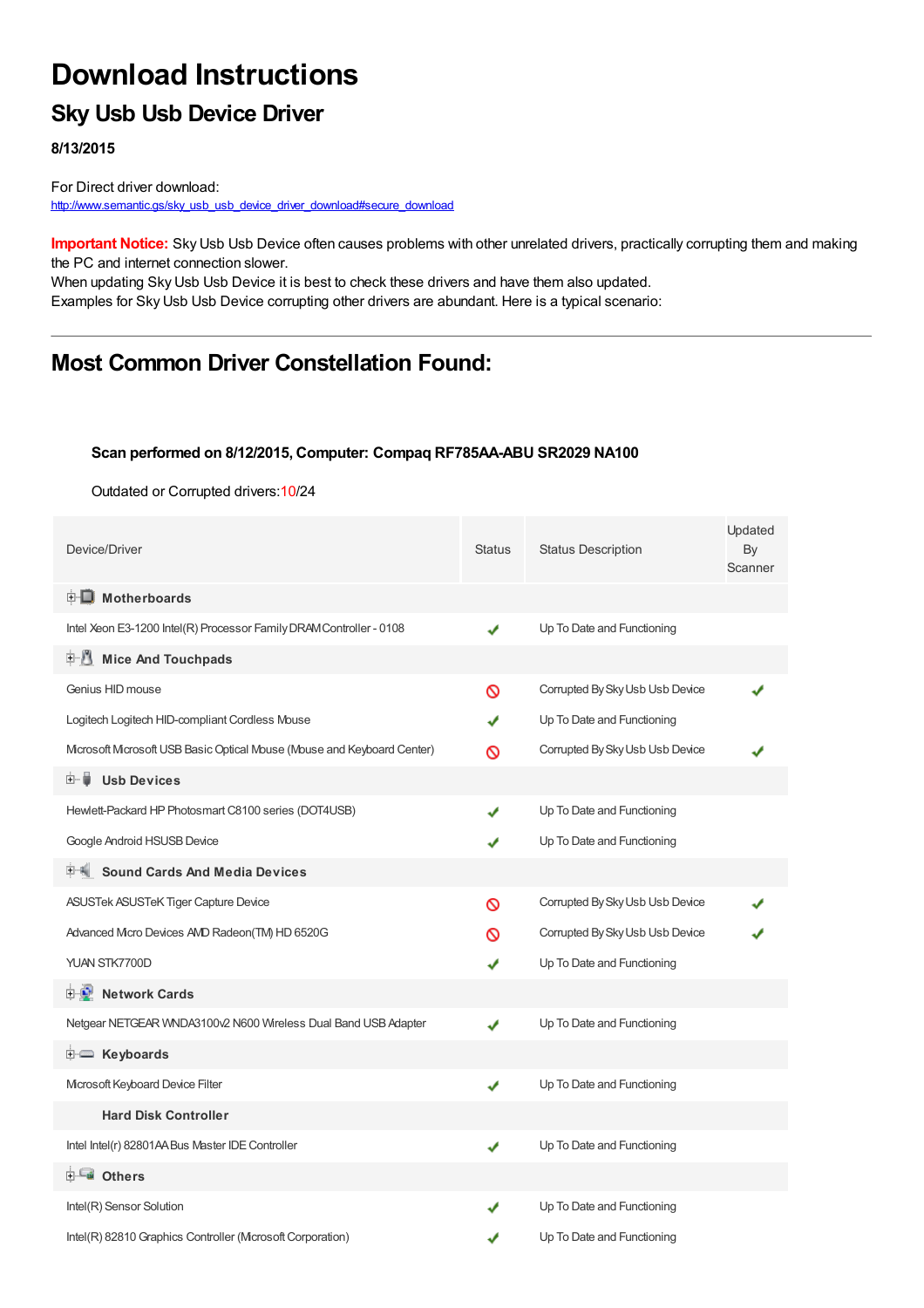# Download Instructions

## Sky Usb Usb Device Driver

**8/13/2015**

For Direct driver download:
http://www.semantic.gs/sky_usb_usb_device_driver_download#secure_download

**Important Notice:** Sky Usb Usb Device often causes problems with other unrelated drivers, practically corrupting them and making the PC and internet connection slower.
When updating Sky Usb Usb Device it is best to check these drivers and have them also updated.
Examples for Sky Usb Usb Device corrupting other drivers are abundant. Here is a typical scenario:

---

## Most Common Driver Constellation Found:

**Scan performed on 8/12/2015, Computer: Compaq RF785AA-ABU SR2029 NA100**

Outdated or Corrupted drivers:10/24

| Device/Driver | Status | Status Description | Updated By Scanner |
|---|---|---|---|
| **Motherboards** | | | |
| Intel Xeon E3-1200 Intel(R) Processor Family DRAM Controller - 0108 | ✔ | Up To Date and Functioning | |
| **Mice And Touchpads** | | | |
| Genius HID mouse | 🚫 | Corrupted By Sky Usb Usb Device | ✔ |
| Logitech Logitech HID-compliant Cordless Mouse | ✔ | Up To Date and Functioning | |
| Microsoft Microsoft USB Basic Optical Mouse (Mouse and Keyboard Center) | 🚫 | Corrupted By Sky Usb Usb Device | ✔ |
| **Usb Devices** | | | |
| Hewlett-Packard HP Photosmart C8100 series (DOT4USB) | ✔ | Up To Date and Functioning | |
| Google Android HSUSB Device | ✔ | Up To Date and Functioning | |
| **Sound Cards And Media Devices** | | | |
| ASUSTek ASUSTeK Tiger Capture Device | 🚫 | Corrupted By Sky Usb Usb Device | ✔ |
| Advanced Micro Devices AMD Radeon(TM) HD 6520G | 🚫 | Corrupted By Sky Usb Usb Device | ✔ |
| YUAN STK7700D | ✔ | Up To Date and Functioning | |
| **Network Cards** | | | |
| Netgear NETGEAR WNDA3100v2 N600 Wireless Dual Band USB Adapter | ✔ | Up To Date and Functioning | |
| **Keyboards** | | | |
| Microsoft Keyboard Device Filter | ✔ | Up To Date and Functioning | |
| **Hard Disk Controller** | | | |
| Intel Intel(r) 82801AA Bus Master IDE Controller | ✔ | Up To Date and Functioning | |
| **Others** | | | |
| Intel(R) Sensor Solution | ✔ | Up To Date and Functioning | |
| Intel(R) 82810 Graphics Controller (Microsoft Corporation) | ✔ | Up To Date and Functioning | |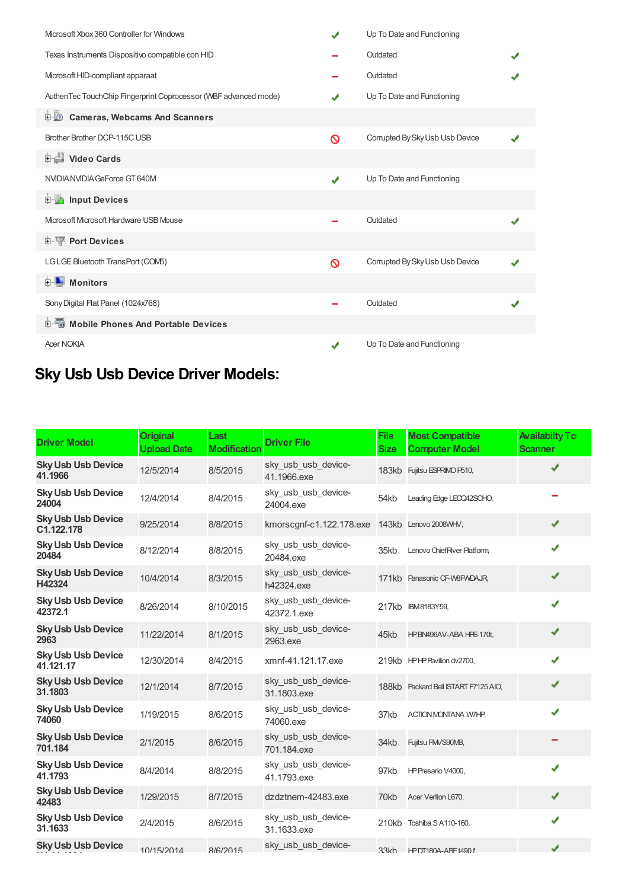| | | | |
|---|---|---|---|
| Microsoft Xbox 360 Controller for Windows | ✔ | Up To Date and Functioning | |
| Texas Instruments Dispositivo compatible con HID | – | Outdated | ✔ |
| Microsoft HID-compliant apparaat | – | Outdated | ✔ |
| AuthenTec TouchChip Fingerprint Coprocessor (WBF advanced mode) | ✔ | Up To Date and Functioning | |
| **Cameras, Webcams And Scanners** | | | |
| Brother Brother DCP-115C USB | ⊘ | Corrupted By Sky Usb Usb Device | ✔ |
| **Video Cards** | | | |
| NVIDIA NVIDIA GeForce GT 640M | ✔ | Up To Date and Functioning | |
| **Input Devices** | | | |
| Microsoft Microsoft Hardware USB Mouse | – | Outdated | ✔ |
| **Port Devices** | | | |
| LG LGE Bluetooth TransPort (COM5) | ⊘ | Corrupted By Sky Usb Usb Device | ✔ |
| **Monitors** | | | |
| Sony Digital Flat Panel (1024x768) | – | Outdated | ✔ |
| **Mobile Phones And Portable Devices** | | | |
| Acer NOKIA | ✔ | Up To Date and Functioning | |

## Sky Usb Usb Device Driver Models:

| Driver Model | Original Upload Date | Last Modification | Driver File | File Size | Most Compatible Computer Model | Availabilty To Scanner |
|---|---|---|---|---|---|---|
| **Sky Usb Usb Device 41.1966** | 12/5/2014 | 8/5/2015 | sky_usb_usb_device-41.1966.exe | 183kb | Fujitsu ESPRIMO P510, | ✔ |
| **Sky Usb Usb Device 24004** | 12/4/2014 | 8/4/2015 | sky_usb_usb_device-24004.exe | 54kb | Leading Edge LECQ42SOHO, | – |
| **Sky Usb Usb Device C1.122.178** | 9/25/2014 | 8/8/2015 | kmorscgnf-c1.122.178.exe | 143kb | Lenovo 2008WHV, | ✔ |
| **Sky Usb Usb Device 20484** | 8/12/2014 | 8/8/2015 | sky_usb_usb_device-20484.exe | 35kb | Lenovo ChiefRiver Platform, | ✔ |
| **Sky Usb Usb Device H42324** | 10/4/2014 | 8/3/2015 | sky_usb_usb_device-h42324.exe | 171kb | Panasonic CF-W8FWDAJR, | ✔ |
| **Sky Usb Usb Device 42372.1** | 8/26/2014 | 8/10/2015 | sky_usb_usb_device-42372.1.exe | 217kb | IBM 8183Y59, | ✔ |
| **Sky Usb Usb Device 2963** | 11/22/2014 | 8/1/2015 | sky_usb_usb_device-2963.exe | 45kb | HP BN496AV-ABA HPE-170t, | ✔ |
| **Sky Usb Usb Device 41.121.17** | 12/30/2014 | 8/4/2015 | xmnf-41.121.17.exe | 219kb | HP HP Pavilion dv2700, | ✔ |
| **Sky Usb Usb Device 31.1803** | 12/1/2014 | 8/7/2015 | sky_usb_usb_device-31.1803.exe | 188kb | Packard Bell ISTART F7125 AIO, | ✔ |
| **Sky Usb Usb Device 74060** | 1/19/2015 | 8/6/2015 | sky_usb_usb_device-74060.exe | 37kb | ACTION MONTANA W7HP, | ✔ |
| **Sky Usb Usb Device 701.184** | 2/1/2015 | 8/6/2015 | sky_usb_usb_device-701.184.exe | 34kb | Fujitsu FMVS90MB, | – |
| **Sky Usb Usb Device 41.1793** | 8/4/2014 | 8/8/2015 | sky_usb_usb_device-41.1793.exe | 97kb | HP Presario V4000, | ✔ |
| **Sky Usb Usb Device 42483** | 1/29/2015 | 8/7/2015 | dzdztnem-42483.exe | 70kb | Acer Veriton L670, | ✔ |
| **Sky Usb Usb Device 31.1633** | 2/4/2015 | 8/6/2015 | sky_usb_usb_device-31.1633.exe | 210kb | Toshiba S A110-160, | ✔ |
| **Sky Usb Usb Device** | 10/15/2014 | 8/6/2015 | sky_usb_usb_device- | 33kb | HP DT180A-ABF t490.f | ✔ |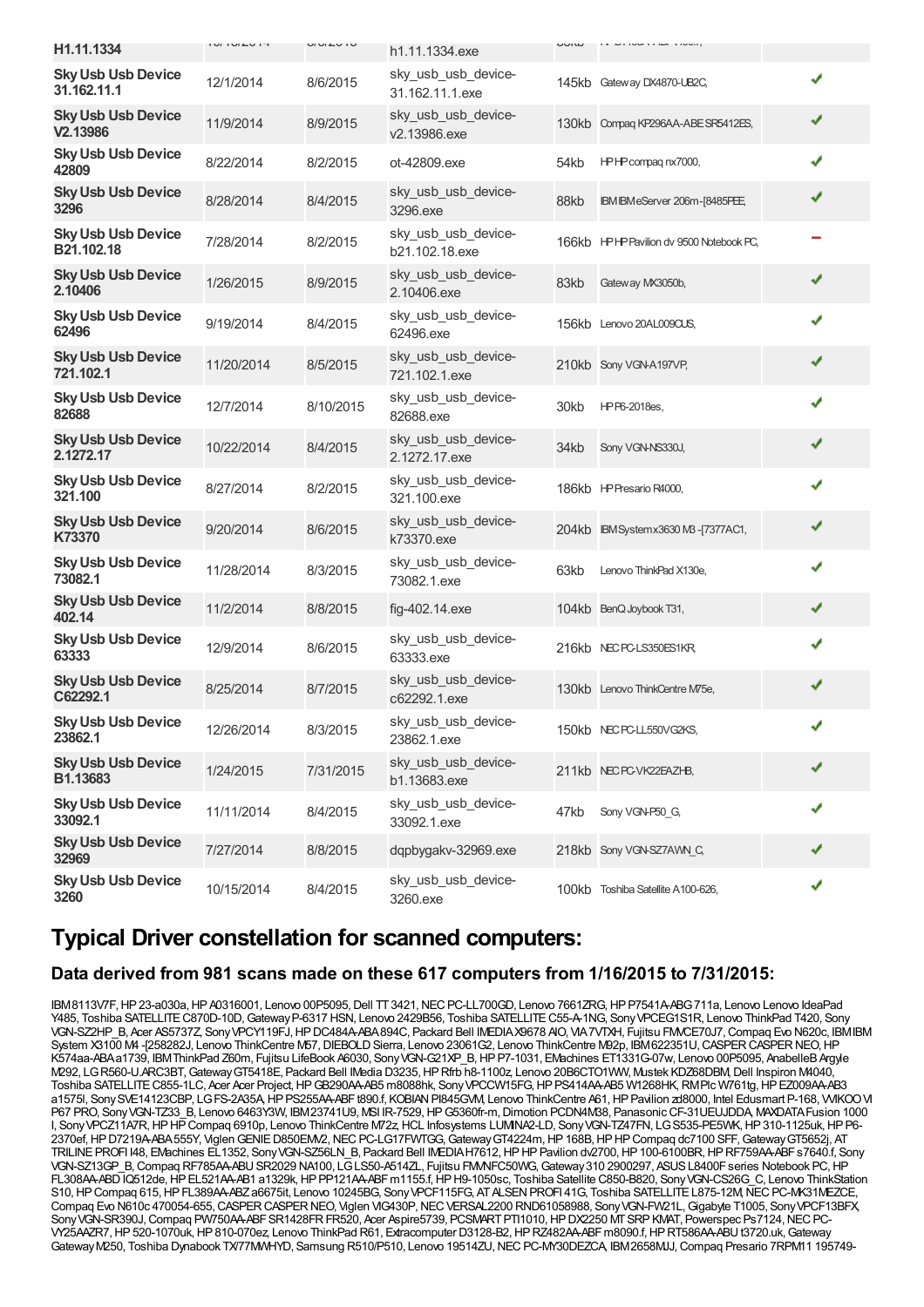| H1.11.1334 | 10/18/2014 | 8/8/2015 | h1.11.1334.exe | 88kb | | |
|---|---|---|---|---|---|---|
| **Sky Usb Usb Device 31.162.11.1** | 12/1/2014 | 8/6/2015 | sky_usb_usb_device-31.162.11.1.exe | 145kb | Gateway DX4870-UB2C, | ✔ |
| **Sky Usb Usb Device V2.13986** | 11/9/2014 | 8/9/2015 | sky_usb_usb_device-v2.13986.exe | 130kb | Compaq KP296AA-ABE SR5412ES, | ✔ |
| **Sky Usb Usb Device 42809** | 8/22/2014 | 8/2/2015 | ot-42809.exe | 54kb | HP HP compaq nx7000, | ✔ |
| **Sky Usb Usb Device 3296** | 8/28/2014 | 8/4/2015 | sky_usb_usb_device-3296.exe | 88kb | IBM IBM eServer 206m -[8485PEE, | ✔ |
| **Sky Usb Usb Device B21.102.18** | 7/28/2014 | 8/2/2015 | sky_usb_usb_device-b21.102.18.exe | 166kb | HP HP Pavilion dv 9500 Notebook PC, | − |
| **Sky Usb Usb Device 2.10406** | 1/26/2015 | 8/9/2015 | sky_usb_usb_device-2.10406.exe | 83kb | Gateway MX3050b, | ✔ |
| **Sky Usb Usb Device 62496** | 9/19/2014 | 8/4/2015 | sky_usb_usb_device-62496.exe | 156kb | Lenovo 20AL009CUS, | ✔ |
| **Sky Usb Usb Device 721.102.1** | 11/20/2014 | 8/5/2015 | sky_usb_usb_device-721.102.1.exe | 210kb | Sony VGN-A197VP, | ✔ |
| **Sky Usb Usb Device 82688** | 12/7/2014 | 8/10/2015 | sky_usb_usb_device-82688.exe | 30kb | HP P6-2018es, | ✔ |
| **Sky Usb Usb Device 2.1272.17** | 10/22/2014 | 8/4/2015 | sky_usb_usb_device-2.1272.17.exe | 34kb | Sony VGN-NS330J, | ✔ |
| **Sky Usb Usb Device 321.100** | 8/27/2014 | 8/2/2015 | sky_usb_usb_device-321.100.exe | 186kb | HP Presario R4000, | ✔ |
| **Sky Usb Usb Device K73370** | 9/20/2014 | 8/6/2015 | sky_usb_usb_device-k73370.exe | 204kb | IBM System x3630 M3 -[7377AC1, | ✔ |
| **Sky Usb Usb Device 73082.1** | 11/28/2014 | 8/3/2015 | sky_usb_usb_device-73082.1.exe | 63kb | Lenovo ThinkPad X130e, | ✔ |
| **Sky Usb Usb Device 402.14** | 11/2/2014 | 8/8/2015 | fig-402.14.exe | 104kb | BenQ Joybook T31, | ✔ |
| **Sky Usb Usb Device 63333** | 12/9/2014 | 8/6/2015 | sky_usb_usb_device-63333.exe | 216kb | NEC PC-LS350ES1KR, | ✔ |
| **Sky Usb Usb Device C62292.1** | 8/25/2014 | 8/7/2015 | sky_usb_usb_device-c62292.1.exe | 130kb | Lenovo ThinkCentre M75e, | ✔ |
| **Sky Usb Usb Device 23862.1** | 12/26/2014 | 8/3/2015 | sky_usb_usb_device-23862.1.exe | 150kb | NEC PC-LL550VG2KS, | ✔ |
| **Sky Usb Usb Device B1.13683** | 1/24/2015 | 7/31/2015 | sky_usb_usb_device-b1.13683.exe | 211kb | NEC PC-VK22EAZHB, | ✔ |
| **Sky Usb Usb Device 33092.1** | 11/11/2014 | 8/4/2015 | sky_usb_usb_device-33092.1.exe | 47kb | Sony VGN-P50_G, | ✔ |
| **Sky Usb Usb Device 32969** | 7/27/2014 | 8/8/2015 | dqpbygakv-32969.exe | 218kb | Sony VGN-SZ7AWN_C, | ✔ |
| **Sky Usb Usb Device 3260** | 10/15/2014 | 8/4/2015 | sky_usb_usb_device-3260.exe | 100kb | Toshiba Satellite A100-626, | ✔ |

# Typical Driver constellation for scanned computers:

## Data derived from 981 scans made on these 617 computers from 1/16/2015 to 7/31/2015:

IBM 8113V7F, HP 23-a030a, HP A0316001, Lenovo 00P5095, Dell TT 3421, NEC PC-LL700GD, Lenovo 7661ZRG, HP P7541A-ABG 711a, Lenovo Lenovo IdeaPad Y485, Toshiba SATELLITE C870D-10D, Gateway P-6317 HSN, Lenovo 2429B56, Toshiba SATELLITE C55-A-1NG, Sony VPCEG1S1R, Lenovo ThinkPad T420, Sony VGN-SZ2HP_B, Acer AS5737Z, Sony VPCY119FJ, HP DC484A-ABA 894C, Packard Bell IMEDIA X9678 AIO, VIA 7VTXH, Fujitsu FMVCE70J7, Compaq Evo N620c, IBM IBM System X3100 M4 -[258282J, Lenovo ThinkCentre M57, DIEBOLD Sierra, Lenovo 23061G2, Lenovo ThinkCentre M92p, IBM 622351U, CASPER CASPER NEO, HP K574aa-ABA a1739, IBM ThinkPad Z60m, Fujitsu LifeBook A6030, Sony VGN-G21XP_B, HP P7-1031, EMachines ET1331G-07w, Lenovo 00P5095, AnabelleB Argyle M292, LG R560-U.ARC3BT, Gateway GT5418E, Packard Bell IMedia D3235, HP Rfrb h8-1100z, Lenovo 20B6CTO1WW, Mustek KDZ68DBM, Dell Inspiron M4040, Toshiba SATELLITE C855-1LC, Acer Acer Project, HP GB290AA-AB5 m8088hk, Sony VPCCW15FG, HP PS414AA-AB5 W1268HK, RM Plc W761tg, HP EZ009AA-AB3 a1575l, Sony SVE14123CBP, LG FS-2A35A, HP PS255AA-ABF t890.f, KOBIAN PI845GVM, Lenovo ThinkCentre A61, HP Pavilion zd8000, Intel Edusmart P-168, VIKOO VI P67 PRO, Sony VGN-TZ33_B, Lenovo 6463Y3W, IBM 23741U9, MSI IR-7529, HP G5360fr-m, Dimotion PCDN4M38, Panasonic CF-31UEUJDDA, MAXDATA Fusion 1000 I, Sony VPCZ11A7R, HP HP Compaq 6910p, Lenovo ThinkCentre M72z, HCL Infosystems LUMINA2-LD, Sony VGN-TZ47FN, LG S535-PE5WK, HP 310-1125uk, HP P6-2370ef, HP D7219A-ABA 555Y, Viglen GENIE D850EMV2, NEC PC-LG17FWTGG, Gateway GT4224m, HP 168B, HP HP Compaq dc7100 SFF, Gateway GT5652j, AT TRILINE PROFI I48, EMachines EL1352, Sony VGN-SZ56LN_B, Packard Bell IMEDIA H7612, HP HP Pavilion dv2700, HP 100-6100BR, HP RF759AA-ABF s7640.f, Sony VGN-SZ13GP_B, Compaq RF785AA-ABU SR2029 NA100, LG LS50-A514ZL, Fujitsu FMVNFC50WG, Gateway 310 2900297, ASUS L8400F series Notebook PC, HP FL308AA-ABD IQ512de, HP EL521AA-AB1 a1329k, HP PP121AA-ABF m1155.f, HP H9-1050sc, Toshiba Satellite C850-B820, Sony VGN-CS26G_C, Lenovo ThinkStation S10, HP Compaq 615, HP FL389AA-ABZ a6675it, Lenovo 10245BG, Sony VPCF115FG, AT ALSEN PROFI 41G, Toshiba SATELLITE L875-12M, NEC PC-MK31MEZCE, Compaq Evo N610c 470054-655, CASPER CASPER NEO, Viglen VIG430P, NEC VERSAL2200 RND61058988, Sony VGN-FW21L, Gigabyte T1005, Sony VPCF13BFX, Sony VGN-SR390J, Compaq PW750AA-ABF SR1428FR FR520, Acer Aspire5739, PCSMART PTI1010, HP DX2250 MT SRP KMAT, Powerspec Ps7124, NEC PC-VY25AAZR7, HP 520-1070uk, HP 810-070ez, Lenovo ThinkPad R61, Extracomputer D3128-B2, HP RZ482AA-ABF m8090.f, HP RT586AA-ABU t3720.uk, Gateway Gateway M250, Toshiba Dynabook TX/77MWHYD, Samsung R510/P510, Lenovo 19514ZU, NEC PC-MY30DEZCA, IBM 2658MJJ, Compaq Presario 7RPM11 195749-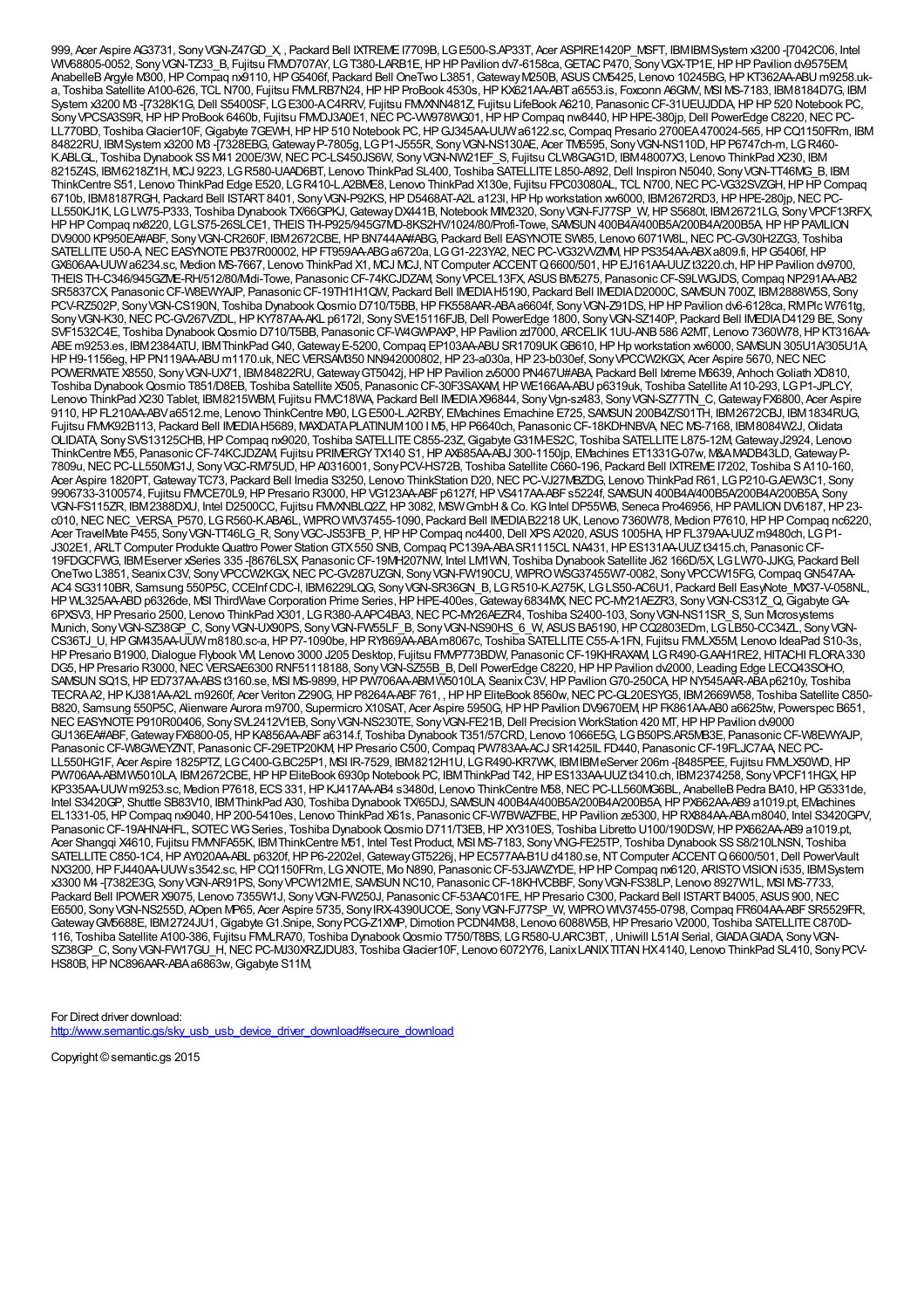999, Acer Aspire AG3731, Sony VGN-Z47GD_X, , Packard Bell IXTREME I7709B, LG E500-S.AP33T, Acer ASPIRE1420P_MSFT, IBM IBM System x3200 -[7042C06, Intel WIV68805-0052, Sony VGN-TZ33_B, Fujitsu FMVD707AY, LG T380-LARB1E, HP HP Pavilion dv7-6158ca, GETAC P470, Sony VGX-TP1E, HP HP Pavilion dv9575EM, AnabelleB Argyle M300, HP Compaq nx9110, HP G5406f, Packard Bell OneTwo L3851, Gateway M250B, ASUS CM5425, Lenovo 10245BG, HP KT362AA-ABU m9258.uk-a, Toshiba Satellite A100-626, TCL N700, Fujitsu FMVLRB7N24, HP HP ProBook 4530s, HP KX621AA-ABT a6553.is, Foxconn A6GMV, MSI MS-7183, IBM 8184D7G, IBM System x3200 M3 -[7328K1G, Dell S5400SF, LG E300-A.C4RRV, Fujitsu FMVXNN481Z, Fujitsu LifeBook A6210, Panasonic CF-31UEUJDDA, HP HP 520 Notebook PC, Sony VPCSA3S9R, HP HP ProBook 6460b, Fujitsu FMVDJ3A0E1, NEC PC-VW978WG01, HP HP Compaq nw8440, HP HPE-380jp, Dell PowerEdge C8220, NEC PC-LL770BD, Toshiba Glacier10F, Gigabyte 7GEWH, HP HP 510 Notebook PC, HP GJ345AA-UUW a6122.sc, Compaq Presario 2700EA 470024-565, HP CQ1150FRm, IBM 84822RU, IBM System x3200 M3 -[7328EBG, Gateway P-7805g, LG P1-J555R, Sony VGN-NS130AE, Acer TM6595, Sony VGN-NS110D, HP P6747ch-m, LG R460-K.ABLGL, Toshiba Dynabook SS M41 200E/3W, NEC PC-LS450JS6W, Sony VGN-NW21EF_S, Fujitsu CLW8GAG1D, IBM 48007X3, Lenovo ThinkPad X230, IBM 8215Z4S, IBM 6218Z1H, MCJ 9223, LG R580-UAAD6BT, Lenovo ThinkPad SL400, Toshiba SATELLITE L850-A892, Dell Inspiron N5040, Sony VGN-TT46MG_B, IBM ThinkCentre S51, Lenovo ThinkPad Edge E520, LG R410-L.A2BME8, Lenovo ThinkPad X130e, Fujitsu FPC03080AL, TCL N700, NEC PC-VG32SVZGH, HP HP Compaq 6710b, IBM 8187RGH, Packard Bell ISTART 8401, Sony VGN-P92KS, HP D5468AT-A2L a123l, HP Hp workstation xw6000, IBM 2672RD3, HP HPE-280jp, NEC PC-LL550KJ1K, LG LW75-P333, Toshiba Dynabook TX/66GPKJ, Gateway DX441B, Notebook MIM2320, Sony VGN-FJ77SP_W, HP S5680t, IBM 26721LG, Sony VPCF13RFX, HP HP Compaq nx8220, LG LS75-26SLCE1, THEIS TH-P925/945G7MD-8KS2HV/1024/80/Profi-Towe, SAMSUN 400B4A/400B5A/200B4A/200B5A, HP HP PAVILION DV9000 KP950EA#ABF, Sony VGN-CR260F, IBM 2672CBE, HP BN744AA#ABG, Packard Bell EASYNOTE SW85, Lenovo 6071W8L, NEC PC-GV30H2ZG3, Toshiba SATELLITE U50-A, NEC EASYNOTE PB37R00002, HP FT959AA-ABG a6720a, LG G1-223YA2, NEC PC-VG32VVZMM, HP PS354AA-ABX a809.fi, HP G5406f, HP GX606AA-UUW a6234.sc, Medion MS-7667, Lenovo ThinkPad X1, MCJ MCJ, NT Computer ACCENT Q 6600/501, HP EJ161AA-UUZ t3220.ch, HP HP Pavilion dv9700, THEIS TH-C346/945GZME-RH/512/80/Midi-Towe, Panasonic CF-74KCJDZAM, Sony VPCEL13FX, ASUS BM5275, Panasonic CF-S9LWGJDS, Compaq NP291AA-AB2 SR5837CX, Panasonic CF-W8EWYAJP, Panasonic CF-19TH1H1QW, Packard Bell IMEDIA H5190, Packard Bell IMEDIA D2000C, SAMSUN 700Z, IBM 2888W5S, Sony PCV-RZ502P, Sony VGN-CS190N, Toshiba Dynabook Qosmio D710/T5BB, HP FK558AAR-ABA a6604f, Sony VGN-Z91DS, HP HP Pavilion dv6-6128ca, RM Plc W761tg, Sony VGN-K30, NEC PC-GV267VZDL, HP KY787AA-AKL p6172l, Sony SVE15116FJB, Dell PowerEdge 1800, Sony VGN-SZ140P, Packard Bell IMEDIA D4129 BE, Sony SVF1532C4E, Toshiba Dynabook Qosmio D710/T5BB, Panasonic CF-W4GWPAXP, HP Pavilion zd7000, ARCELIK 1UU-ANB 586 A2MT, Lenovo 7360W78, HP KT316AA-ABE m9253.es, IBM 2384ATU, IBM ThinkPad G40, Gateway E-5200, Compaq EP103AA-ABU SR1709UK GB610, HP Hp workstation xw6000, SAMSUN 305U1A/305U1A, HP H9-1156eg, HP PN119AA-ABU m1170.uk, NEC VERSAM350 NN942000802, HP 23-a030a, HP 23-b030ef, Sony VPCCW2KGX, Acer Aspire 5670, NEC NEC POWERMATE X8550, Sony VGN-UX71, IBM 84822RU, Gateway GT5042j, HP HP Pavilion zv5000 PN467UA#ABA, Packard Bell Ixtreme M6639, Anhoch Goliath XD810, Toshiba Dynabook Qosmio T851/D8EB, Toshiba Satellite X505, Panasonic CF-30F3SAXAM, HP WE166AA-ABU p6319uk, Toshiba Satellite A110-293, LG P1-JPLCY, Lenovo ThinkPad X230 Tablet, IBM 8215WBM, Fujitsu FMVC18WA, Packard Bell IMEDIA X96844, Sony Vgn-sz483, Sony VGN-SZ77TN_C, Gateway FX6800, Acer Aspire 9110, HP FL210AA-ABV a6512.me, Lenovo ThinkCentre M90, LG E500-L.A2RBY, EMachines Emachine E725, SAMSUN 200B4Z/S01TH, IBM 2672CBJ, IBM 1834RUG, Fujitsu FMVK92B113, Packard Bell IMEDIA H5689, MAXDATA PLATINUM 100 I M5, HP P6640ch, Panasonic CF-18KDHNBVA, NEC MS-7168, IBM 8084W2J, Olidata OLIDATA, Sony SVS13125CHB, HP Compaq nx9020, Toshiba SATELLITE C855-23Z, Gigabyte G31M-ES2C, Toshiba SATELLITE L875-12M, Gateway J2924, Lenovo ThinkCentre M55, Panasonic CF-74KCJDZAM, Fujitsu PRIMERGY TX140 S1, HP AX685AA-ABJ 300-1150jp, EMachines ET1331G-07w, M&A MADB43LD, Gateway P-7809u, NEC PC-LL550MG1J, Sony VGC-RM75UD, HP A0316001, Sony PCV-HS72B, Toshiba Satellite C660-196, Packard Bell IXTREME I7202, Toshiba S A110-160, Acer Aspire 1820PT, Gateway TC73, Packard Bell Imedia S3250, Lenovo ThinkStation D20, NEC PC-VJ27MBZDG, Lenovo ThinkPad R61, LG P210-G.AEW3C1, Sony 9906733-3100574, Fujitsu FMVCE70L9, HP Presario R3000, HP VG123AA-ABF p6127f, HP VS417AA-ABF s5224f, SAMSUN 400B4A/400B5A/200B4A/200B5A, Sony VGN-FS115ZR, IBM 2388DXU, Intel D2500CC, Fujitsu FMVXNBLQ2Z, HP 3082, MSW GmbH & Co. KG Intel DP55WB, Seneca Pro46956, HP PAVILION DV6187, HP 23-c010, NEC NEC_VERSA_P570, LG R560-K.ABA6L, WIPRO WIV37455-1090, Packard Bell IMEDIA B2218 UK, Lenovo 7360W78, Medion P7610, HP HP Compaq nc6220, Acer TravelMate P455, Sony VGN-TT46LG_R, Sony VGC-JS53FB_P, HP HP Compaq nc4400, Dell XPS A2020, ASUS 1005HA, HP FL379AA-UUZ m9480ch, LG P1-J302E1, ARLT Computer Produkte Quattro Power Station GTX 550 SNB, Compaq PC139A-ABA SR1115CL NA431, HP ES131AA-UUZ t3415.ch, Panasonic CF-19FDGCFWG, IBM Eserver xSeries 335 -[8676LSX, Panasonic CF-19MH207NW, Intel LM1WN, Toshiba Dynabook Satellite J62 166D/5X, LG LW70-JJKG, Packard Bell OneTwo L3851, Seanix C3V, Sony VPCCW2KGX, NEC PC-GV287UZGN, Sony VGN-FW190CU, WIPRO WSG37455W7-0082, Sony VPCCW15FG, Compaq GN547AA-AC4 SG3110BR, Samsung 550P5C, CCEInf CDC-I, IBM 6229LQG, Sony VGN-SR36GN_B, LG R510-K.A275K, LG LS50-AC6U1, Packard Bell EasyNote_MX37-V-058NL, HP WL325AA-ABD p6326de, MSI ThirdWave Corporation Prime Series, HP HPE-400es, Gateway 6834MX, NEC PC-MY21AEZR3, Sony VGN-CS31Z_Q, Gigabyte GA-6PXSV3, HP Presario 2500, Lenovo ThinkPad X301, LG R380-A.APC4BA3, NEC PC-MY26AEZR4, Toshiba S2400-103, Sony VGN-NS11SR_S, Sun Microsystems Munich, Sony VGN-SZ38GP_C, Sony VGN-UX90PS, Sony VGN-FW55LF_B, Sony VGN-NS90HS_6_W, ASUS BA5190, HP CQ2803EDm, LG LB50-CC34ZL, Sony VGN-CS36TJ_U, HP GM435AA-UUW m8180.sc-a, HP P7-1090be, HP RY869AA-ABA m8067c, Toshiba SATELLITE C55-A-1FN, Fujitsu FMVLX55M, Lenovo IdeaPad S10-3s, HP Presario B1900, Dialogue Flybook VM, Lenovo 3000 J205 Desktop, Fujitsu FMVP773BDW, Panasonic CF-19KHRAXAM, LG R490-G.AAH1RE2, HITACHI FLORA 330 DG5, HP Presario R3000, NEC VERSAE6300 RNF51118188, Sony VGN-SZ55B_B, Dell PowerEdge C8220, HP HP Pavilion dv2000, Leading Edge LECQ43SOHO, SAMSUN SQ1S, HP ED737AA-ABS t3160.se, MSI MS-9899, HP PW706AA-ABM W5010LA, Seanix C3V, HP Pavilion G70-250CA, HP NY545AAR-ABA p6210y, Toshiba TECRA A2, HP KJ381AA-A2L m9260f, Acer Veriton Z290G, HP P8264A-ABF 761, , HP HP EliteBook 8560w, NEC PC-GL20ESYG5, IBM 2669W58, Toshiba Satellite C850-B820, Samsung 550P5C, Alienware Aurora m9700, Supermicro X10SAT, Acer Aspire 5950G, HP HP Pavilion DV9670EM, HP FK861AA-AB0 a6625tw, Powerspec B651, NEC EASYNOTE P910R00406, Sony SVL2412V1EB, Sony VGN-NS230TE, Sony VGN-FE21B, Dell Precision WorkStation 420 MT, HP HP Pavilion dv9000 GU136EA#ABF, Gateway FX6800-05, HP KA856AA-ABF a6314.f, Toshiba Dynabook T351/57CRD, Lenovo 1066E5G, LG B50PS.AR5MB3E, Panasonic CF-W8EWYAJP, Panasonic CF-W8GWEYZNT, Panasonic CF-29ETP20KM, HP Presario C500, Compaq PW783AA-ACJ SR1425IL FD440, Panasonic CF-19FLJC7AA, NEC PC-LL550HG1F, Acer Aspire 1825PTZ, LG C400-G.BC25P1, MSI IR-7529, IBM 8212H1U, LG R490-KR7WK, IBM IBM eServer 206m -[8485PEE, Fujitsu FMVLX50WD, HP PW706AA-ABM W5010LA, IBM 2672CBE, HP HP EliteBook 6930p Notebook PC, IBM ThinkPad T42, HP ES133AA-UUZ t3410.ch, IBM 2374258, Sony VPCF11HGX, HP KP335AA-UUW m9253.sc, Medion P7618, ECS 331, HP KJ417AA-AB4 s3480d, Lenovo ThinkCentre M58, NEC PC-LL560MG6BL, AnabelleB Pedra BA10, HP G5331de, Intel S3420GP, Shuttle SB83V10, IBM ThinkPad A30, Toshiba Dynabook TX/65DJ, SAMSUN 400B4A/400B5A/200B4A/200B5A, HP PX662AA-AB9 a1019.pt, EMachines EL1331-05, HP Compaq nx9040, HP 200-5410es, Lenovo ThinkPad X61s, Panasonic CF-W7BWAZFBE, HP Pavilion ze5300, HP RX884AA-ABA m8040, Intel S3420GPV, Panasonic CF-19AHNAHFL, SOTEC WG Series, Toshiba Dynabook Qosmio D711/T3EB, HP XY310ES, Toshiba Libretto U100/190DSW, HP PX662AA-AB9 a1019.pt, Acer Shangqi X4610, Fujitsu FMVNFA55K, IBM ThinkCentre M51, Intel Test Product, MSI MS-7183, Sony VNG-FE25TP, Toshiba Dynabook SS S8/210LNSN, Toshiba SATELLITE C850-1C4, HP AY020AA-ABL p6320f, HP P6-2202el, Gateway GT5226j, HP EC577AA-B1U d4180.se, NT Computer ACCENT Q 6600/501, Dell PowerVault NX3200, HP FJ440AA-UUW s3542.sc, HP CQ1150FRm, LG XNOTE, Mio N890, Panasonic CF-53JAWZYDE, HP HP Compaq nx6120, ARISTO VISION i535, IBM System x3300 M4 -[7382E3G, Sony VPCW12M1E, SAMSUN NC10, Panasonic CF-18KHVCBBF, Sony VGN-FS38LP, Lenovo 8927W1L, MSI MS-7733, Packard Bell IPOWER X9075, Lenovo 7355W1J, Sony VGN-FW250J, Panasonic CF-53AAC01FE, HP Presario C300, Packard Bell ISTART B4005, ASUS 900, NEC E6500, Sony VGN-NS255D, AOpen MP65, Acer Aspire 5735, Sony IRX-4390UCOE, Sony VGN-FJ77SP_W, WIPRO WIV37455-0798, Compaq FR604AA-ABF SR5529FR, Gateway GM5688E, IBM 2724JU1, Gigabyte G1.Snipe, Sony PCG-Z1XMP, Dimotion PCDN4M38, Lenovo 6088W5B, HP Presario V2000, Toshiba SATELLITE C870D-116, Toshiba Satellite A100-386, Fujitsu FMVLRA70, Toshiba Dynabook Qosmio T750/T8BS, LG R580-U.ARC3BT, , Uniwill L51AI Serial, GIADA GIADA, Sony VGN-SZ38GP_C, Sony VGN-FW17GU_H, NEC PC-MJ30XRZJDU83, Toshiba Glacier10F, Lenovo 6072Y76, Lanix LANIX TITAN HX 4140, Lenovo ThinkPad SL410, Sony PCV-HS80B, HP NC896AAR-ABA a6863w, Gigabyte S11M,

For Direct driver download:
http://www.semantic.gs/sky_usb_usb_device_driver_download#secure_download

Copyright © semantic.gs 2015